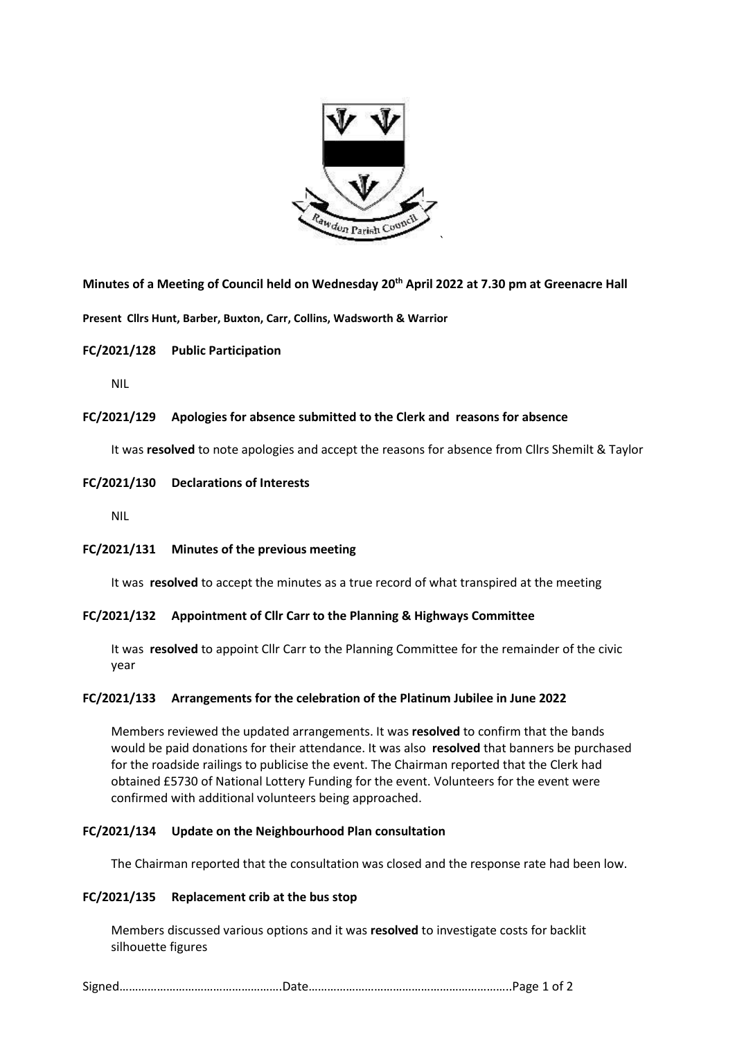**Minutes of a Meeting of Council held on Wednesday 20th April 2022 at 7.30 pm at Greenacre Hall**

**Present Cllrs Hunt, Barber, Buxton, Carr, Collins, Wadsworth & Warrior**

**FC/2021/128 Public Participation**

NIL

**FC/2021/129 Apologies for absence submitted to the Clerk and reasons for absence**

It was **resolved** to note apologies and accept the reasons for absence from Cllrs Shemilt & Taylor

**FC/2021/130 Declarations of Interests**

NIL

**FC/2021/131 Minutes of the previous meeting**

It was **resolved** to accept the minutes as a true record of what transpired at the meeting

**FC/2021/132 Appointment of Cllr Carr to the Planning & Highways Committee**

It was **resolved** to appoint Cllr Carr to the Planning Committee for the remainder of the civic year

**FC/2021/133 Arrangements for the celebration of the Platinum Jubilee in June 2022**

Members reviewed the updated arrangements. It was **resolved** to confirm that the bands would be paid donations for their attendance. It was also **resolved** that banners be purchased for the roadside railings to publicise the event. The Chairman reported that the Clerk had obtained £5730 of National Lottery Funding for the event. Volunteers for the event were confirmed with additional volunteers being approached.

**FC/2021/134 Update on the Neighbourhood Plan consultation**

The Chairman reported that the consultation was closed and the response rate had been low.

**FC/2021/135 Replacement crib at the bus stop**

Members discussed various options and it was **resolved** to investigate costs for backlit silhouette figures

Signed…………………………………………….Date………………………………………………………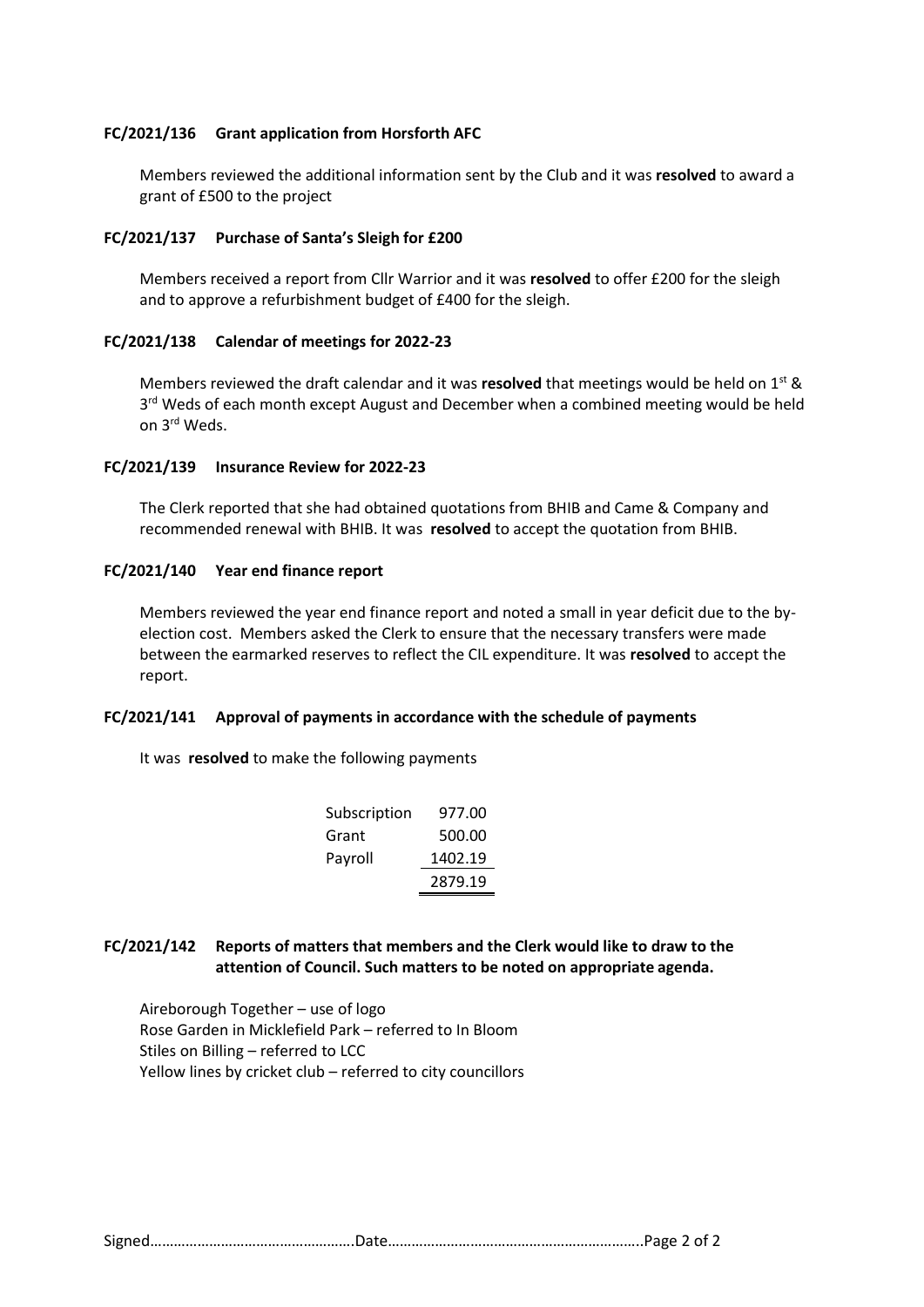### FC/2021/136 Grant application from Horsforth AFC

Members reviewed the additional information sent by the Club and it was **resolved** to award a grant of £500 to the project

### FC/2021/137 Purchase of Santa's Sleigh for £200

Members received a report from Cllr Warrior and it was **resolved** to offer £200 for the sleigh and to approve a refurbishment budget of £400 for the sleigh.

### FC/2021/138 Calendar of meetings for 2022-23

Members reviewed the draft calendar and it was **resolved** that meetings would be held on 1st & 3rd Weds of each month except August and December when a combined meeting would be held on 3rd Weds.

### FC/2021/139 Insurance Review for 2022-23

The Clerk reported that she had obtained quotations from BHIB and Came & Company and recommended renewal with BHIB. It was **resolved** to accept the quotation from BHIB.

### FC/2021/140 Year end finance report

Members reviewed the year end finance report and noted a small in year deficit due to the by-election cost. Members asked the Clerk to ensure that the necessary transfers were made between the earmarked reserves to reflect the CIL expenditure. It was **resolved** to accept the report.

### FC/2021/141 Approval of payments in accordance with the schedule of payments

It was **resolved** to make the following payments

| | |
|---|---|
| Subscription | 977.00 |
| Grant | 500.00 |
| Payroll | 1402.19 |
| | 2879.19 |

### FC/2021/142 Reports of matters that members and the Clerk would like to draw to the attention of Council. Such matters to be noted on appropriate agenda.

Aireborough Together – use of logo
Rose Garden in Micklefield Park – referred to In Bloom
Stiles on Billing – referred to LCC
Yellow lines by cricket club – referred to city councillors

Signed……………………………………………Date……………………………………………………..